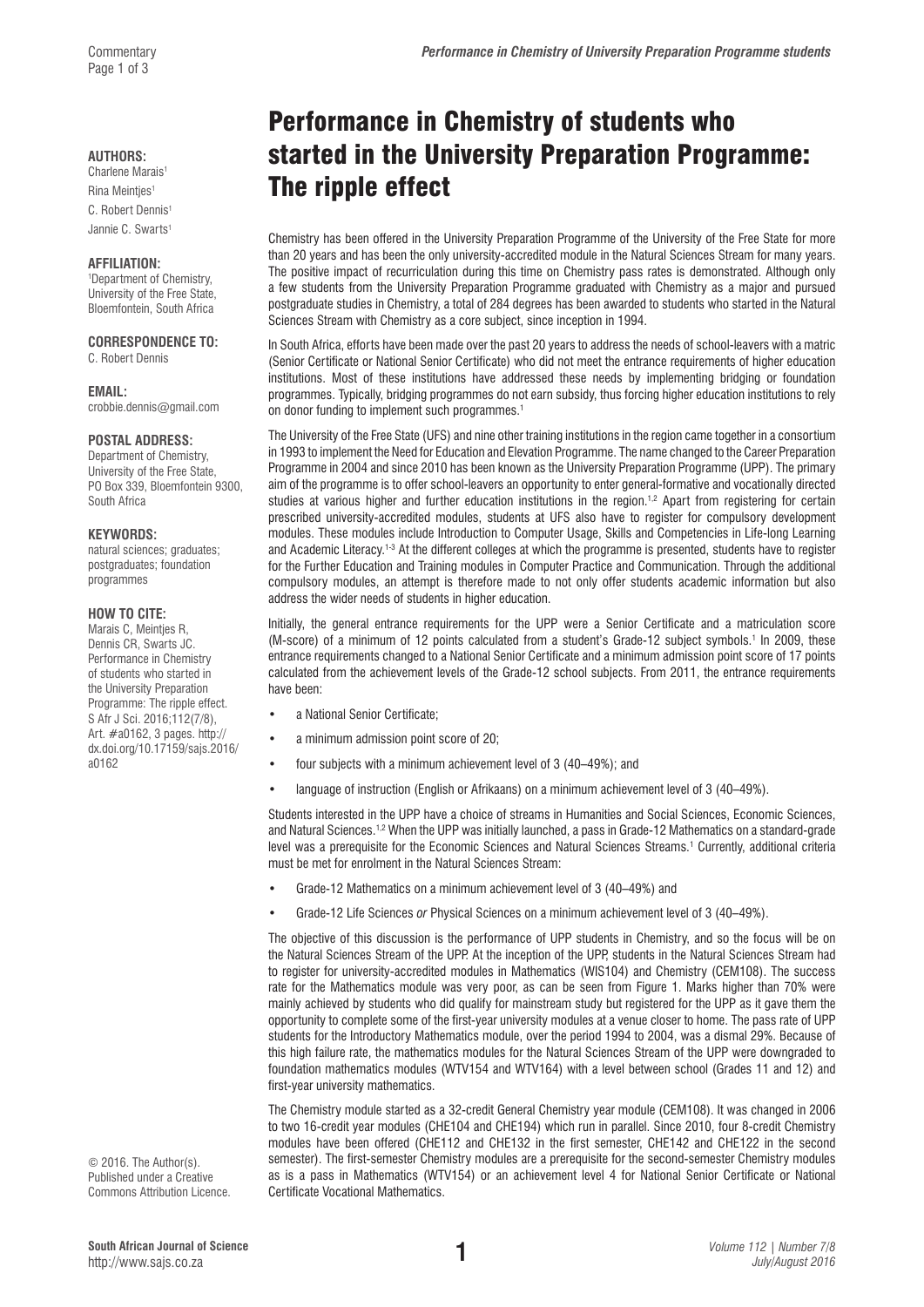Commentary

# Performance in Chemistry of students who started in the University Preparation Programme: The ripple effect

**AUTHORS:**
Charlene Marais[1]
Rina Meintjes[1]
C. Robert Dennis[1]
Jannie C. Swarts[1]

**AFFILIATION:**
[1]Department of Chemistry, University of the Free State, Bloemfontein, South Africa

**CORRESPONDENCE TO:**
C. Robert Dennis

**EMAIL:**
crobbie.dennis@gmail.com

**POSTAL ADDRESS:**
Department of Chemistry, University of the Free State, PO Box 339, Bloemfontein 9300, South Africa

**KEYWORDS:**
natural sciences; graduates; postgraduates; foundation programmes

**HOW TO CITE:**
Marais C, Meintjes R, Dennis CR, Swarts JC. Performance in Chemistry of students who started in the University Preparation Programme: The ripple effect. S Afr J Sci. 2016;112(7/8), Art. #a0162, 3 pages. http://dx.doi.org/10.17159/sajs.2016/a0162

© 2016. The Author(s). Published under a Creative Commons Attribution Licence.

Chemistry has been offered in the University Preparation Programme of the University of the Free State for more than 20 years and has been the only university-accredited module in the Natural Sciences Stream for many years. The positive impact of recurriculation during this time on Chemistry pass rates is demonstrated. Although only a few students from the University Preparation Programme graduated with Chemistry as a major and pursued postgraduate studies in Chemistry, a total of 284 degrees has been awarded to students who started in the Natural Sciences Stream with Chemistry as a core subject, since inception in 1994.

In South Africa, efforts have been made over the past 20 years to address the needs of school-leavers with a matric (Senior Certificate or National Senior Certificate) who did not meet the entrance requirements of higher education institutions. Most of these institutions have addressed these needs by implementing bridging or foundation programmes. Typically, bridging programmes do not earn subsidy, thus forcing higher education institutions to rely on donor funding to implement such programmes.[1]

The University of the Free State (UFS) and nine other training institutions in the region came together in a consortium in 1993 to implement the Need for Education and Elevation Programme. The name changed to the Career Preparation Programme in 2004 and since 2010 has been known as the University Preparation Programme (UPP). The primary aim of the programme is to offer school-leavers an opportunity to enter general-formative and vocationally directed studies at various higher and further education institutions in the region.[1,2] Apart from registering for certain prescribed university-accredited modules, students at UFS also have to register for compulsory development modules. These modules include Introduction to Computer Usage, Skills and Competencies in Life-long Learning and Academic Literacy.[1-3] At the different colleges at which the programme is presented, students have to register for the Further Education and Training modules in Computer Practice and Communication. Through the additional compulsory modules, an attempt is therefore made to not only offer students academic information but also address the wider needs of students in higher education.

Initially, the general entrance requirements for the UPP were a Senior Certificate and a matriculation score (M-score) of a minimum of 12 points calculated from a student's Grade-12 subject symbols.[1] In 2009, these entrance requirements changed to a National Senior Certificate and a minimum admission point score of 17 points calculated from the achievement levels of the Grade-12 school subjects. From 2011, the entrance requirements have been:

- a National Senior Certificate;
- a minimum admission point score of 20;
- four subjects with a minimum achievement level of 3 (40–49%); and
- language of instruction (English or Afrikaans) on a minimum achievement level of 3 (40–49%).

Students interested in the UPP have a choice of streams in Humanities and Social Sciences, Economic Sciences, and Natural Sciences.[1,2] When the UPP was initially launched, a pass in Grade-12 Mathematics on a standard-grade level was a prerequisite for the Economic Sciences and Natural Sciences Streams.[1] Currently, additional criteria must be met for enrolment in the Natural Sciences Stream:

- Grade-12 Mathematics on a minimum achievement level of 3 (40–49%) and
- Grade-12 Life Sciences *or* Physical Sciences on a minimum achievement level of 3 (40–49%).

The objective of this discussion is the performance of UPP students in Chemistry, and so the focus will be on the Natural Sciences Stream of the UPP. At the inception of the UPP, students in the Natural Sciences Stream had to register for university-accredited modules in Mathematics (WIS104) and Chemistry (CEM108). The success rate for the Mathematics module was very poor, as can be seen from Figure 1. Marks higher than 70% were mainly achieved by students who did qualify for mainstream study but registered for the UPP as it gave them the opportunity to complete some of the first-year university modules at a venue closer to home. The pass rate of UPP students for the Introductory Mathematics module, over the period 1994 to 2004, was a dismal 29%. Because of this high failure rate, the mathematics modules for the Natural Sciences Stream of the UPP were downgraded to foundation mathematics modules (WTV154 and WTV164) with a level between school (Grades 11 and 12) and first-year university mathematics.

The Chemistry module started as a 32-credit General Chemistry year module (CEM108). It was changed in 2006 to two 16-credit year modules (CHE104 and CHE194) which run in parallel. Since 2010, four 8-credit Chemistry modules have been offered (CHE112 and CHE132 in the first semester, CHE142 and CHE122 in the second semester). The first-semester Chemistry modules are a prerequisite for the second-semester Chemistry modules as is a pass in Mathematics (WTV154) or an achievement level 4 for National Senior Certificate or National Certificate Vocational Mathematics.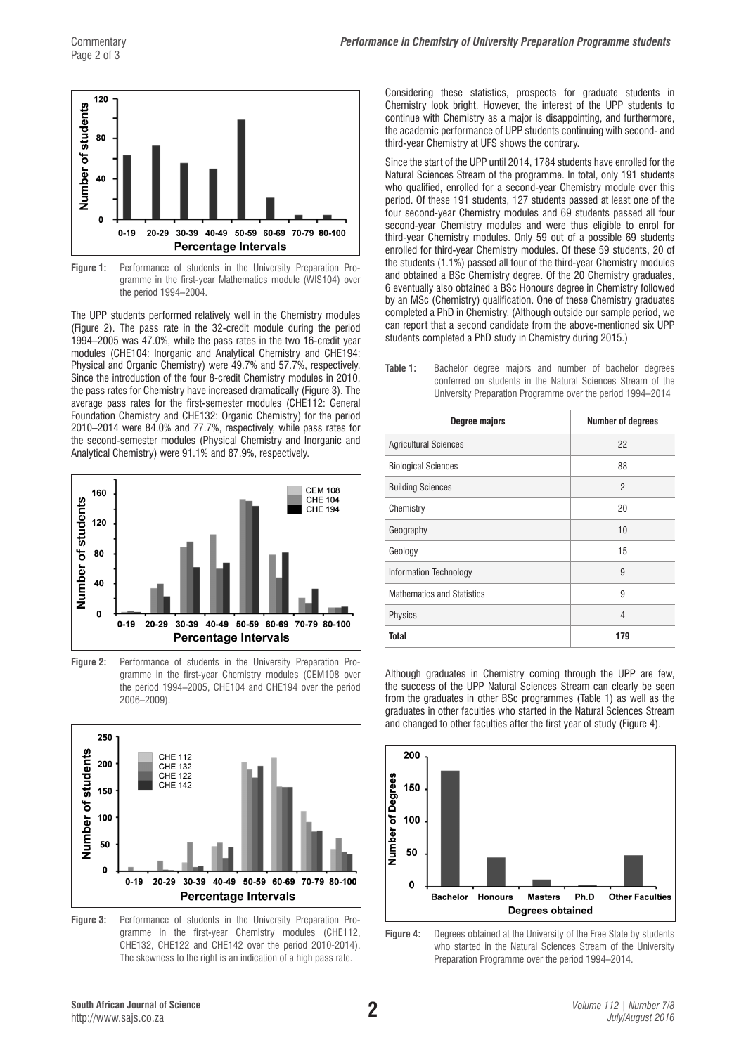**Figure 1:** Performance of students in the University Preparation Programme in the first-year Mathematics module (WIS104) over the period 1994–2004.

The UPP students performed relatively well in the Chemistry modules (Figure 2). The pass rate in the 32-credit module during the period 1994–2005 was 47.0%, while the pass rates in the two 16-credit year modules (CHE104: Inorganic and Analytical Chemistry and CHE194: Physical and Organic Chemistry) were 49.7% and 57.7%, respectively. Since the introduction of the four 8-credit Chemistry modules in 2010, the pass rates for Chemistry have increased dramatically (Figure 3). The average pass rates for the first-semester modules (CHE112: General Foundation Chemistry and CHE132: Organic Chemistry) for the period 2010–2014 were 84.0% and 77.7%, respectively, while pass rates for the second-semester modules (Physical Chemistry and Inorganic and Analytical Chemistry) were 91.1% and 87.9%, respectively.

**Figure 2:** Performance of students in the University Preparation Programme in the first-year Chemistry modules (CEM108 over the period 1994–2005, CHE104 and CHE194 over the period 2006–2009).

**Figure 3:** Performance of students in the University Preparation Programme in the first-year Chemistry modules (CHE112, CHE132, CHE122 and CHE142 over the period 2010-2014). The skewness to the right is an indication of a high pass rate.

Considering these statistics, prospects for graduate students in Chemistry look bright. However, the interest of the UPP students to continue with Chemistry as a major is disappointing, and furthermore, the academic performance of UPP students continuing with second- and third-year Chemistry at UFS shows the contrary.

Since the start of the UPP until 2014, 1784 students have enrolled for the Natural Sciences Stream of the programme. In total, only 191 students who qualified, enrolled for a second-year Chemistry module over this period. Of these 191 students, 127 students passed at least one of the four second-year Chemistry modules and 69 students passed all four second-year Chemistry modules and were thus eligible to enrol for third-year Chemistry modules. Only 59 out of a possible 69 students enrolled for third-year Chemistry modules. Of these 59 students, 20 of the students (1.1%) passed all four of the third-year Chemistry modules and obtained a BSc Chemistry degree. Of the 20 Chemistry graduates, 6 eventually also obtained a BSc Honours degree in Chemistry followed by an MSc (Chemistry) qualification. One of these Chemistry graduates completed a PhD in Chemistry. (Although outside our sample period, we can report that a second candidate from the above-mentioned six UPP students completed a PhD study in Chemistry during 2015.)

**Table 1:** Bachelor degree majors and number of bachelor degrees conferred on students in the Natural Sciences Stream of the University Preparation Programme over the period 1994–2014

| Degree majors | Number of degrees |
|---|---|
| Agricultural Sciences | 22 |
| Biological Sciences | 88 |
| Building Sciences | 2 |
| Chemistry | 20 |
| Geography | 10 |
| Geology | 15 |
| Information Technology | 9 |
| Mathematics and Statistics | 9 |
| Physics | 4 |
| **Total** | **179** |

Although graduates in Chemistry coming through the UPP are few, the success of the UPP Natural Sciences Stream can clearly be seen from the graduates in other BSc programmes (Table 1) as well as the graduates in other faculties who started in the Natural Sciences Stream and changed to other faculties after the first year of study (Figure 4).

**Figure 4:** Degrees obtained at the University of the Free State by students who started in the Natural Sciences Stream of the University Preparation Programme over the period 1994–2014.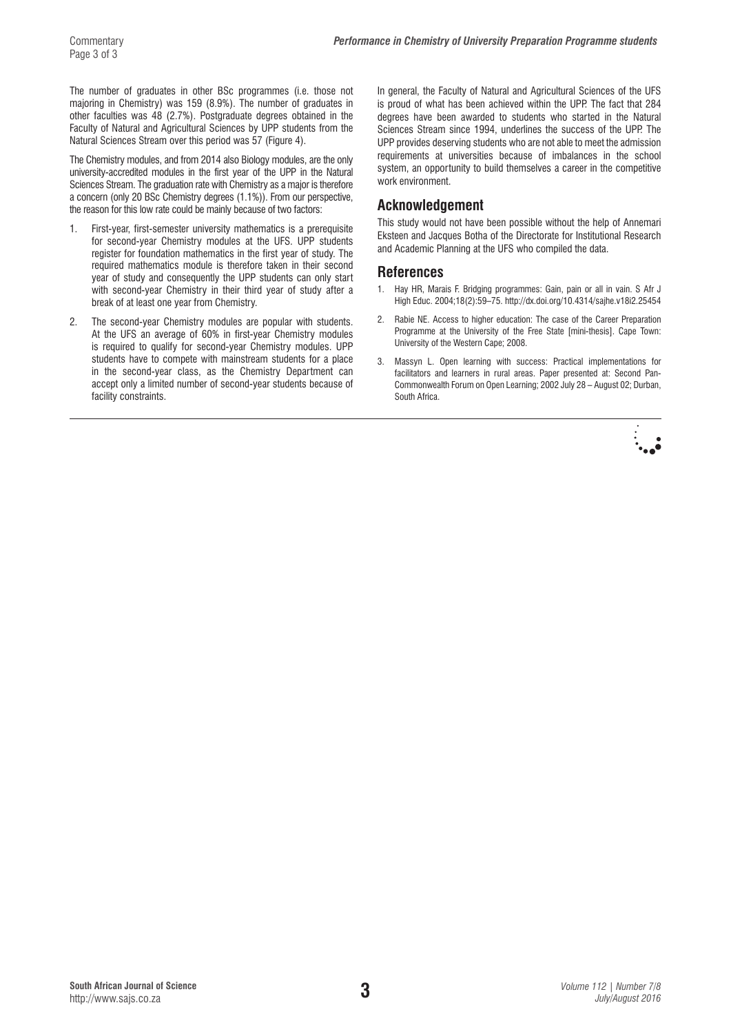The number of graduates in other BSc programmes (i.e. those not majoring in Chemistry) was 159 (8.9%). The number of graduates in other faculties was 48 (2.7%). Postgraduate degrees obtained in the Faculty of Natural and Agricultural Sciences by UPP students from the Natural Sciences Stream over this period was 57 (Figure 4).

The Chemistry modules, and from 2014 also Biology modules, are the only university-accredited modules in the first year of the UPP in the Natural Sciences Stream. The graduation rate with Chemistry as a major is therefore a concern (only 20 BSc Chemistry degrees (1.1%)). From our perspective, the reason for this low rate could be mainly because of two factors:

1. First-year, first-semester university mathematics is a prerequisite for second-year Chemistry modules at the UFS. UPP students register for foundation mathematics in the first year of study. The required mathematics module is therefore taken in their second year of study and consequently the UPP students can only start with second-year Chemistry in their third year of study after a break of at least one year from Chemistry.
2. The second-year Chemistry modules are popular with students. At the UFS an average of 60% in first-year Chemistry modules is required to qualify for second-year Chemistry modules. UPP students have to compete with mainstream students for a place in the second-year class, as the Chemistry Department can accept only a limited number of second-year students because of facility constraints.

In general, the Faculty of Natural and Agricultural Sciences of the UFS is proud of what has been achieved within the UPP. The fact that 284 degrees have been awarded to students who started in the Natural Sciences Stream since 1994, underlines the success of the UPP. The UPP provides deserving students who are not able to meet the admission requirements at universities because of imbalances in the school system, an opportunity to build themselves a career in the competitive work environment.

## Acknowledgement

This study would not have been possible without the help of Annemari Eksteen and Jacques Botha of the Directorate for Institutional Research and Academic Planning at the UFS who compiled the data.

## References

1. Hay HR, Marais F. Bridging programmes: Gain, pain or all in vain. S Afr J High Educ. 2004;18(2):59–75. http://dx.doi.org/10.4314/sajhe.v18i2.25454
2. Rabie NE. Access to higher education: The case of the Career Preparation Programme at the University of the Free State [mini-thesis]. Cape Town: University of the Western Cape; 2008.
3. Massyn L. Open learning with success: Practical implementations for facilitators and learners in rural areas. Paper presented at: Second Pan-Commonwealth Forum on Open Learning; 2002 July 28 – August 02; Durban, South Africa.